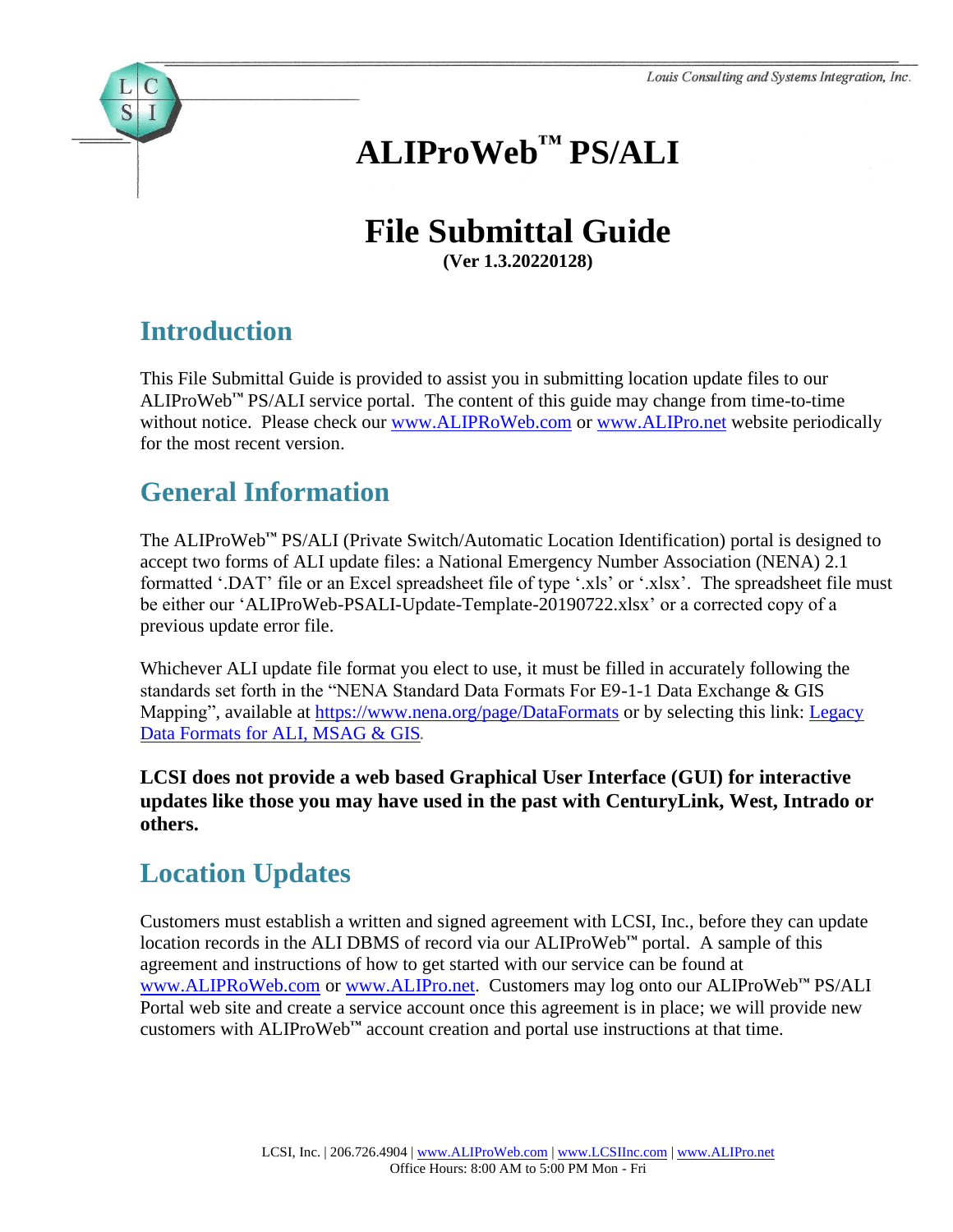# ALIProWeb™ PS/ALI

# File Submittal Guide

**(Ver 1.3.20220128)**

## Introduction

This File Submittal Guide is provided to assist you in submitting location update files to our ALIProWeb™ PS/ALI service portal. The content of this guide may change from time-to-time without notice. Please check our www.ALIPRoWeb.com or www.ALIPro.net website periodically for the most recent version.

## General Information

The ALIProWeb™ PS/ALI (Private Switch/Automatic Location Identification) portal is designed to accept two forms of ALI update files: a National Emergency Number Association (NENA) 2.1 formatted '.DAT' file or an Excel spreadsheet file of type '.xls' or '.xlsx'. The spreadsheet file must be either our 'ALIProWeb-PSALI-Update-Template-20190722.xlsx' or a corrected copy of a previous update error file.

Whichever ALI update file format you elect to use, it must be filled in accurately following the standards set forth in the "NENA Standard Data Formats For E9-1-1 Data Exchange & GIS Mapping", available at https://www.nena.org/page/DataFormats or by selecting this link: Legacy Data Formats for ALI, MSAG & GIS.

**LCSI does not provide a web based Graphical User Interface (GUI) for interactive updates like those you may have used in the past with CenturyLink, West, Intrado or others.**

## Location Updates

Customers must establish a written and signed agreement with LCSI, Inc., before they can update location records in the ALI DBMS of record via our ALIProWeb™ portal. A sample of this agreement and instructions of how to get started with our service can be found at www.ALIPRoWeb.com or www.ALIPro.net. Customers may log onto our ALIProWeb™ PS/ALI Portal web site and create a service account once this agreement is in place; we will provide new customers with ALIProWeb™ account creation and portal use instructions at that time.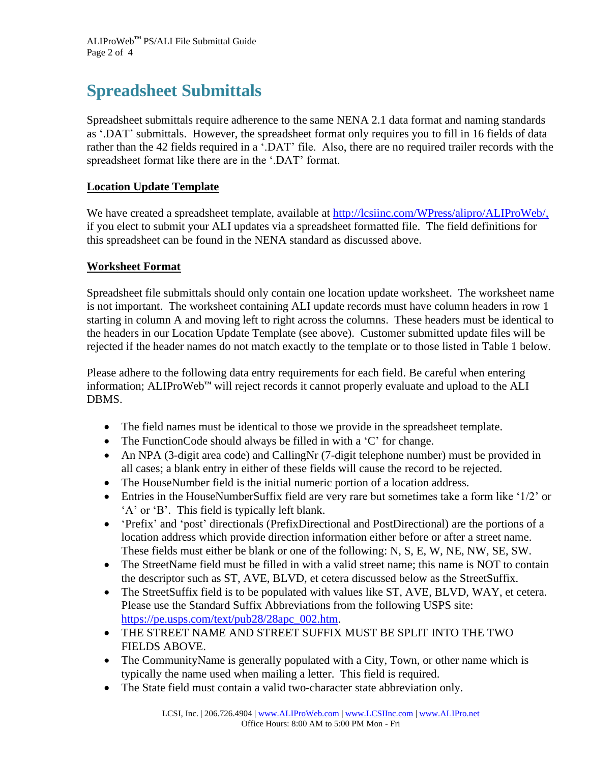# Spreadsheet Submittals

Spreadsheet submittals require adherence to the same NENA 2.1 data format and naming standards as '.DAT' submittals. However, the spreadsheet format only requires you to fill in 16 fields of data rather than the 42 fields required in a '.DAT' file. Also, there are no required trailer records with the spreadsheet format like there are in the '.DAT' format.

**Location Update Template**

We have created a spreadsheet template, available at [http://lcsiinc.com/WPress/alipro/ALIProWeb/,](http://lcsiinc.com/WPress/alipro/ALIProWeb/) if you elect to submit your ALI updates via a spreadsheet formatted file. The field definitions for this spreadsheet can be found in the NENA standard as discussed above.

**Worksheet Format**

Spreadsheet file submittals should only contain one location update worksheet. The worksheet name is not important. The worksheet containing ALI update records must have column headers in row 1 starting in column A and moving left to right across the columns. These headers must be identical to the headers in our Location Update Template (see above). Customer submitted update files will be rejected if the header names do not match exactly to the template or to those listed in Table 1 below.

Please adhere to the following data entry requirements for each field. Be careful when entering information; ALIProWeb™ will reject records it cannot properly evaluate and upload to the ALI DBMS.

- The field names must be identical to those we provide in the spreadsheet template.
- The FunctionCode should always be filled in with a 'C' for change.
- An NPA (3-digit area code) and CallingNr (7-digit telephone number) must be provided in all cases; a blank entry in either of these fields will cause the record to be rejected.
- The HouseNumber field is the initial numeric portion of a location address.
- Entries in the HouseNumberSuffix field are very rare but sometimes take a form like '1/2' or 'A' or 'B'. This field is typically left blank.
- 'Prefix' and 'post' directionals (PrefixDirectional and PostDirectional) are the portions of a location address which provide direction information either before or after a street name. These fields must either be blank or one of the following: N, S, E, W, NE, NW, SE, SW.
- The StreetName field must be filled in with a valid street name; this name is NOT to contain the descriptor such as ST, AVE, BLVD, et cetera discussed below as the StreetSuffix.
- The StreetSuffix field is to be populated with values like ST, AVE, BLVD, WAY, et cetera. Please use the Standard Suffix Abbreviations from the following USPS site: [https://pe.usps.com/text/pub28/28apc_002.htm](https://pe.usps.com/text/pub28/28apc_002.htm).
- THE STREET NAME AND STREET SUFFIX MUST BE SPLIT INTO THE TWO FIELDS ABOVE.
- The CommunityName is generally populated with a City, Town, or other name which is typically the name used when mailing a letter. This field is required.
- The State field must contain a valid two-character state abbreviation only.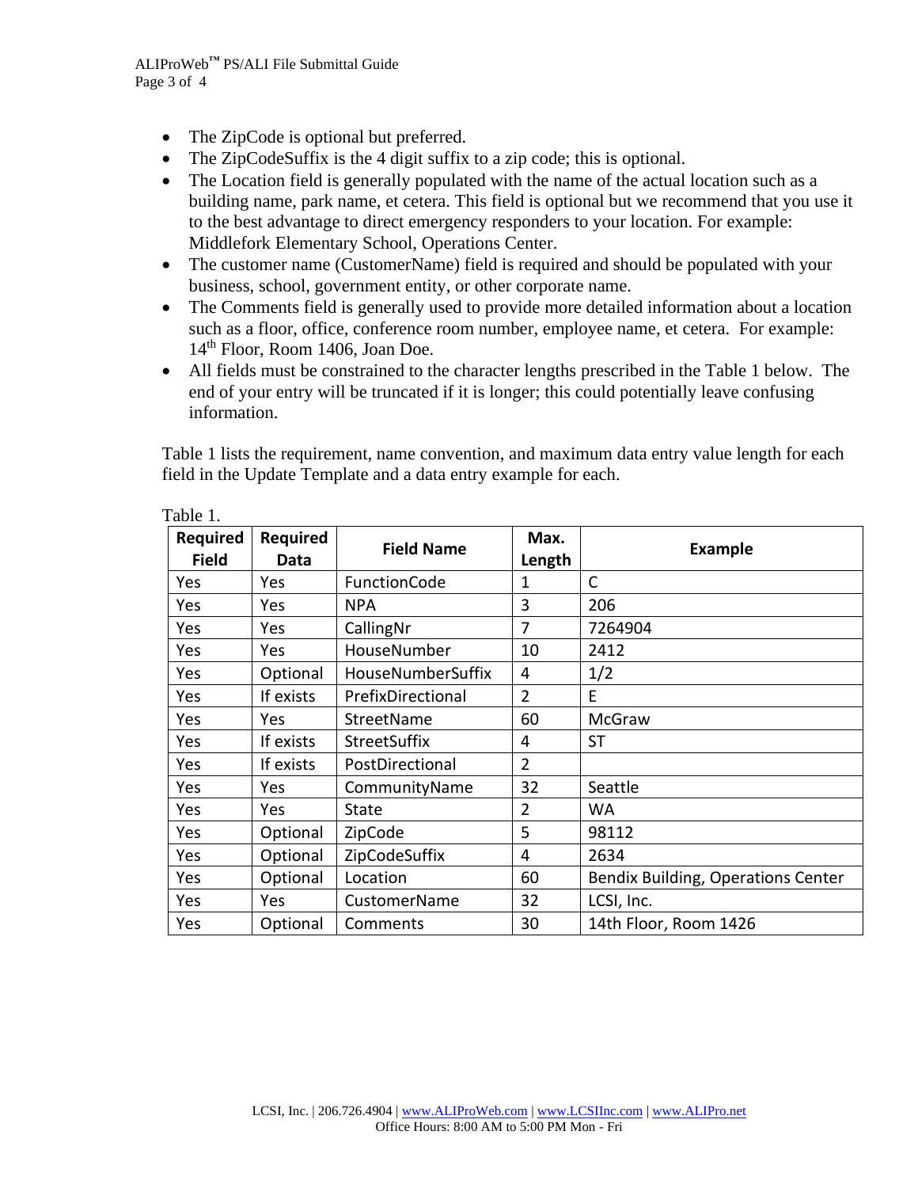- The ZipCode is optional but preferred.
- The ZipCodeSuffix is the 4 digit suffix to a zip code; this is optional.
- The Location field is generally populated with the name of the actual location such as a building name, park name, et cetera. This field is optional but we recommend that you use it to the best advantage to direct emergency responders to your location. For example: Middlefork Elementary School, Operations Center.
- The customer name (CustomerName) field is required and should be populated with your business, school, government entity, or other corporate name.
- The Comments field is generally used to provide more detailed information about a location such as a floor, office, conference room number, employee name, et cetera. For example: 14th Floor, Room 1406, Joan Doe.
- All fields must be constrained to the character lengths prescribed in the Table 1 below. The end of your entry will be truncated if it is longer; this could potentially leave confusing information.

Table 1 lists the requirement, name convention, and maximum data entry value length for each field in the Update Template and a data entry example for each.

Table 1.

| Required Field | Required Data | Field Name | Max. Length | Example |
|---|---|---|---|---|
| Yes | Yes | FunctionCode | 1 | C |
| Yes | Yes | NPA | 3 | 206 |
| Yes | Yes | CallingNr | 7 | 7264904 |
| Yes | Yes | HouseNumber | 10 | 2412 |
| Yes | Optional | HouseNumberSuffix | 4 | 1/2 |
| Yes | If exists | PrefixDirectional | 2 | E |
| Yes | Yes | StreetName | 60 | McGraw |
| Yes | If exists | StreetSuffix | 4 | ST |
| Yes | If exists | PostDirectional | 2 | |
| Yes | Yes | CommunityName | 32 | Seattle |
| Yes | Yes | State | 2 | WA |
| Yes | Optional | ZipCode | 5 | 98112 |
| Yes | Optional | ZipCodeSuffix | 4 | 2634 |
| Yes | Optional | Location | 60 | Bendix Building, Operations Center |
| Yes | Yes | CustomerName | 32 | LCSI, Inc. |
| Yes | Optional | Comments | 30 | 14th Floor, Room 1426 |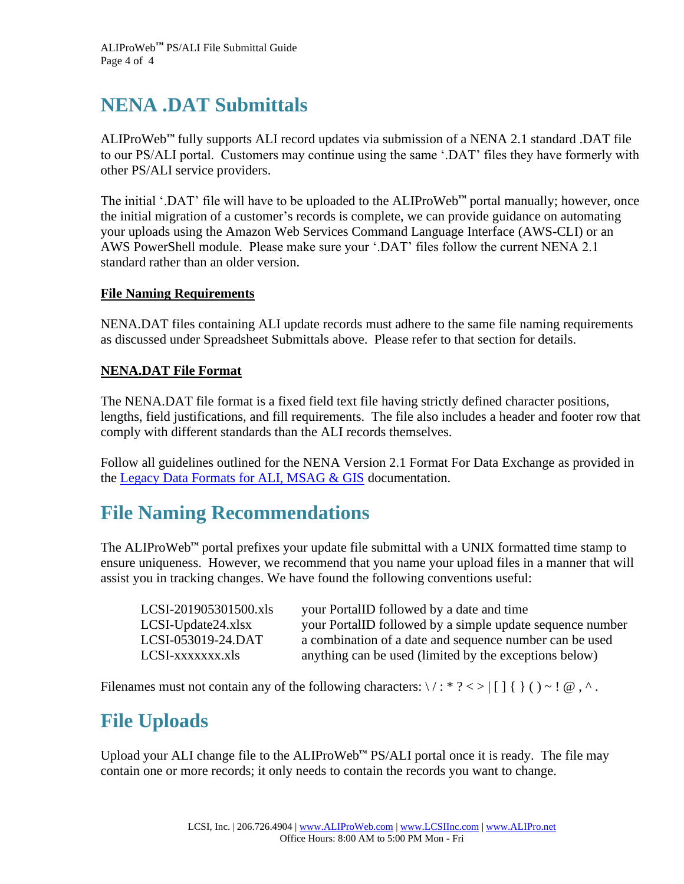# NENA .DAT Submittals

ALIProWeb™ fully supports ALI record updates via submission of a NENA 2.1 standard .DAT file to our PS/ALI portal. Customers may continue using the same '.DAT' files they have formerly with other PS/ALI service providers.

The initial '.DAT' file will have to be uploaded to the ALIProWeb™ portal manually; however, once the initial migration of a customer's records is complete, we can provide guidance on automating your uploads using the Amazon Web Services Command Language Interface (AWS-CLI) or an AWS PowerShell module. Please make sure your '.DAT' files follow the current NENA 2.1 standard rather than an older version.

**File Naming Requirements**

NENA.DAT files containing ALI update records must adhere to the same file naming requirements as discussed under Spreadsheet Submittals above. Please refer to that section for details.

**NENA.DAT File Format**

The NENA.DAT file format is a fixed field text file having strictly defined character positions, lengths, field justifications, and fill requirements. The file also includes a header and footer row that comply with different standards than the ALI records themselves.

Follow all guidelines outlined for the NENA Version 2.1 Format For Data Exchange as provided in the [Legacy Data Formats for ALI, MSAG & GIS]() documentation.

# File Naming Recommendations

The ALIProWeb™ portal prefixes your update file submittal with a UNIX formatted time stamp to ensure uniqueness. However, we recommend that you name your upload files in a manner that will assist you in tracking changes. We have found the following conventions useful:

| | |
|---|---|
| LCSI-201905301500.xls | your PortalID followed by a date and time |
| LCSI-Update24.xlsx | your PortalID followed by a simple update sequence number |
| LCSI-053019-24.DAT | a combination of a date and sequence number can be used |
| LCSI-xxxxxxx.xls | anything can be used (limited by the exceptions below) |

Filenames must not contain any of the following characters: \ / : * ? < > | [ ] { } ( ) ~ ! @ , ^ .

# File Uploads

Upload your ALI change file to the ALIProWeb™ PS/ALI portal once it is ready. The file may contain one or more records; it only needs to contain the records you want to change.